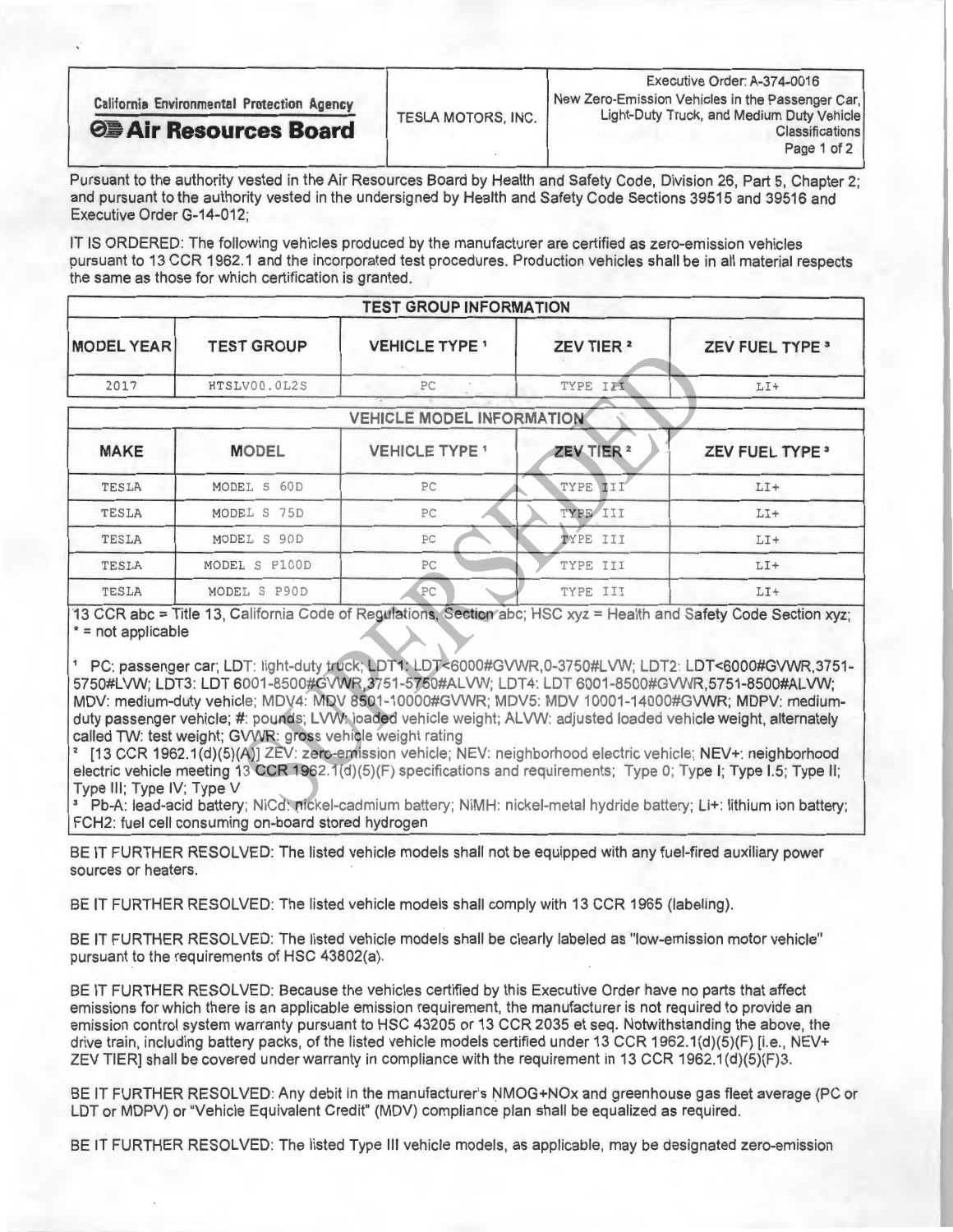| California Environmental Protection Agency **Air Resources Board** | TESLA MOTORS, INC. | Executive Order: A-374-0016 New Zero-Emission Vehicles in the Passenger Car, Light-Duty Truck, and Medium Duty Vehicle Classifications |
|---|---|---|

Pursuant to the authority vested in the Air Resources Board by Health and Safety Code, Division 26, Part 5, Chapter 2; and pursuant to the authority vested in the undersigned by Health and Safety Code Sections 39515 and 39516 and Executive Order G-14-012;

IT IS ORDERED: The following vehicles produced by the manufacturer are certified as zero-emission vehicles pursuant to 13 CCR 1962.1 and the incorporated test procedures. Production vehicles shall be in all material respects the same as those for which certification is granted.

**TEST GROUP INFORMATION**

| MODEL YEAR | TEST GROUP | VEHICLE TYPE [1] | ZEV TIER [2] | ZEV FUEL TYPE [3] |
|---|---|---|---|---|
| 2017 | HTSLV00.0L2S | PC | TYPE III | LI+ |

**VEHICLE MODEL INFORMATION**

| MAKE | MODEL | VEHICLE TYPE [1] | ZEV TIER [2] | ZEV FUEL TYPE [3] |
|---|---|---|---|---|
| TESLA | MODEL S 60D | PC | TYPE III | LI+ |
| TESLA | MODEL S 75D | PC | TYPE III | LI+ |
| TESLA | MODEL S 90D | PC | TYPE III | LI+ |
| TESLA | MODEL S P100D | PC | TYPE III | LI+ |
| TESLA | MODEL S P90D | PC | TYPE III | LI+ |

13 CCR abc = Title 13, California Code of Regulations, Section abc; HSC xyz = Health and Safety Code Section xyz; * = not applicable

[1] PC: passenger car; LDT: light-duty truck; LDT1: LDT<6000#GVWR,0-3750#LVW; LDT2: LDT<6000#GVWR,3751-5750#LVW; LDT3: LDT 6001-8500#GVWR,3751-5750#ALVW; LDT4: LDT 6001-8500#GVWR,5751-8500#ALVW; MDV: medium-duty vehicle; MDV4: MDV 8501-10000#GVWR; MDV5: MDV 10001-14000#GVWR; MDPV: medium-duty passenger vehicle; #: pounds; LVW: loaded vehicle weight; ALVW: adjusted loaded vehicle weight, alternately called TW: test weight; GVWR: gross vehicle weight rating

[2] [13 CCR 1962.1(d)(5)(A)] ZEV: zero-emission vehicle; NEV: neighborhood electric vehicle; NEV+: neighborhood electric vehicle meeting 13 CCR 1962.1(d)(5)(F) specifications and requirements; Type 0; Type I; Type I.5; Type II; Type III; Type IV; Type V

[3] Pb-A: lead-acid battery; NiCd: nickel-cadmium battery; NiMH: nickel-metal hydride battery; Li+: lithium ion battery; FCH2: fuel cell consuming on-board stored hydrogen

BE IT FURTHER RESOLVED: The listed vehicle models shall not be equipped with any fuel-fired auxiliary power sources or heaters.

BE IT FURTHER RESOLVED: The listed vehicle models shall comply with 13 CCR 1965 (labeling).

BE IT FURTHER RESOLVED: The listed vehicle models shall be clearly labeled as "low-emission motor vehicle" pursuant to the requirements of HSC 43802(a).

BE IT FURTHER RESOLVED: Because the vehicles certified by this Executive Order have no parts that affect emissions for which there is an applicable emission requirement, the manufacturer is not required to provide an emission control system warranty pursuant to HSC 43205 or 13 CCR 2035 et seq. Notwithstanding the above, the drive train, including battery packs, of the listed vehicle models certified under 13 CCR 1962.1(d)(5)(F) [i.e., NEV+ ZEV TIER] shall be covered under warranty in compliance with the requirement in 13 CCR 1962.1(d)(5)(F)3.

BE IT FURTHER RESOLVED: Any debit in the manufacturer's NMOG+NOx and greenhouse gas fleet average (PC or LDT or MDPV) or "Vehicle Equivalent Credit" (MDV) compliance plan shall be equalized as required.

BE IT FURTHER RESOLVED: The listed Type III vehicle models, as applicable, may be designated zero-emission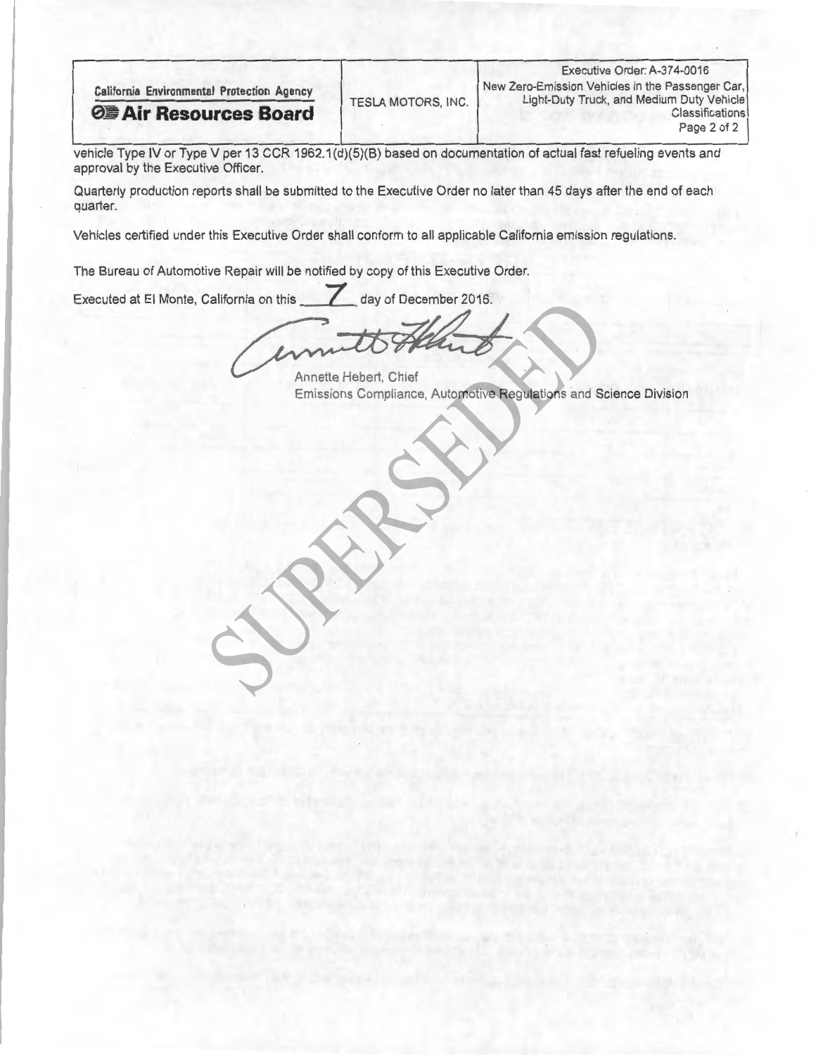vehicle Type IV or Type V per 13 CCR 1962.1(d)(5)(B) based on documentation of actual fast refueling events and approval by the Executive Officer.

Quarterly production reports shall be submitted to the Executive Order no later than 45 days after the end of each quarter.

Vehicles certified under this Executive Order shall conform to all applicable California emission regulations.

The Bureau of Automotive Repair will be notified by copy of this Executive Order.

Executed at El Monte, California on this 7 day of December 2016.

Annette Hebert, Chief
Emissions Compliance, Automotive Regulations and Science Division

SUPERSEDED